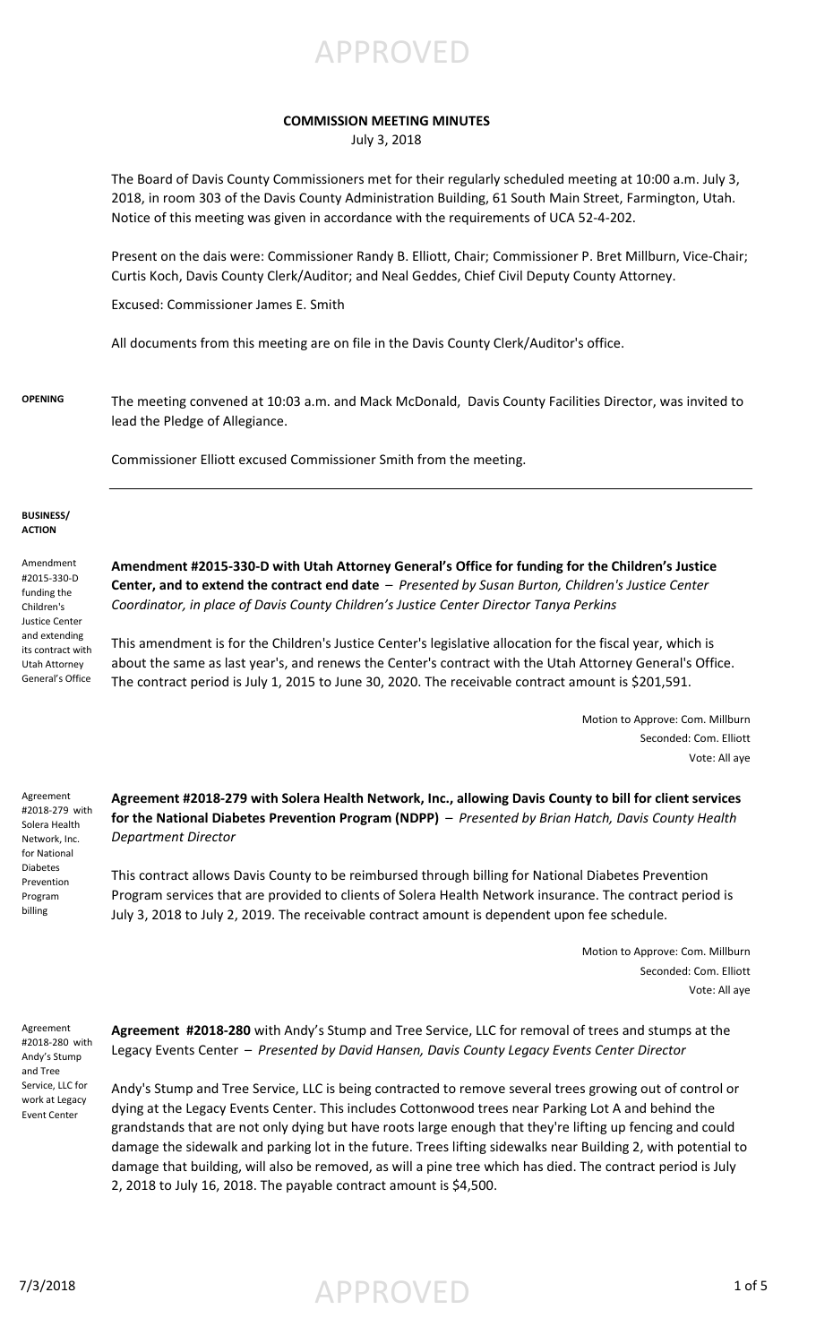APPROVED

# COMMISSION MEETING MINUTES

July 3, 2018

The Board of Davis County Commissioners met for their regularly scheduled meeting at 10:00 a.m. July 3, 2018, in room 303 of the Davis County Administration Building, 61 South Main Street, Farmington, Utah. Notice of this meeting was given in accordance with the requirements of UCA 52-4-202.

Present on the dais were: Commissioner Randy B. Elliott, Chair; Commissioner P. Bret Millburn, Vice-Chair; Curtis Koch, Davis County Clerk/Auditor; and Neal Geddes, Chief Civil Deputy County Attorney.

Excused: Commissioner James E. Smith

All documents from this meeting are on file in the Davis County Clerk/Auditor's office.

**OPENING**

The meeting convened at 10:03 a.m. and Mack McDonald, Davis County Facilities Director, was invited to lead the Pledge of Allegiance.

Commissioner Elliott excused Commissioner Smith from the meeting.

---

**BUSINESS/ ACTION**

Amendment #2015-330-D funding the Children's Justice Center and extending its contract with Utah Attorney General's Office

**Amendment #2015-330-D with Utah Attorney General's Office for funding for the Children's Justice Center, and to extend the contract end date** – *Presented by Susan Burton, Children's Justice Center Coordinator, in place of Davis County Children's Justice Center Director Tanya Perkins*

This amendment is for the Children's Justice Center's legislative allocation for the fiscal year, which is about the same as last year's, and renews the Center's contract with the Utah Attorney General's Office. The contract period is July 1, 2015 to June 30, 2020. The receivable contract amount is $201,591.

Motion to Approve: Com. Millburn
Seconded: Com. Elliott
Vote: All aye

Agreement #2018-279 with Solera Health Network, Inc. for National Diabetes Prevention Program billing

**Agreement #2018-279 with Solera Health Network, Inc., allowing Davis County to bill for client services for the National Diabetes Prevention Program (NDPP)** – *Presented by Brian Hatch, Davis County Health Department Director*

This contract allows Davis County to be reimbursed through billing for National Diabetes Prevention Program services that are provided to clients of Solera Health Network insurance. The contract period is July 3, 2018 to July 2, 2019. The receivable contract amount is dependent upon fee schedule.

Motion to Approve: Com. Millburn
Seconded: Com. Elliott
Vote: All aye

Agreement #2018-280 with Andy's Stump and Tree Service, LLC for work at Legacy Event Center

**Agreement #2018-280** with Andy's Stump and Tree Service, LLC for removal of trees and stumps at the Legacy Events Center – *Presented by David Hansen, Davis County Legacy Events Center Director*

Andy's Stump and Tree Service, LLC is being contracted to remove several trees growing out of control or dying at the Legacy Events Center. This includes Cottonwood trees near Parking Lot A and behind the grandstands that are not only dying but have roots large enough that they're lifting up fencing and could damage the sidewalk and parking lot in the future. Trees lifting sidewalks near Building 2, with potential to damage that building, will also be removed, as will a pine tree which has died. The contract period is July 2, 2018 to July 16, 2018. The payable contract amount is $4,500.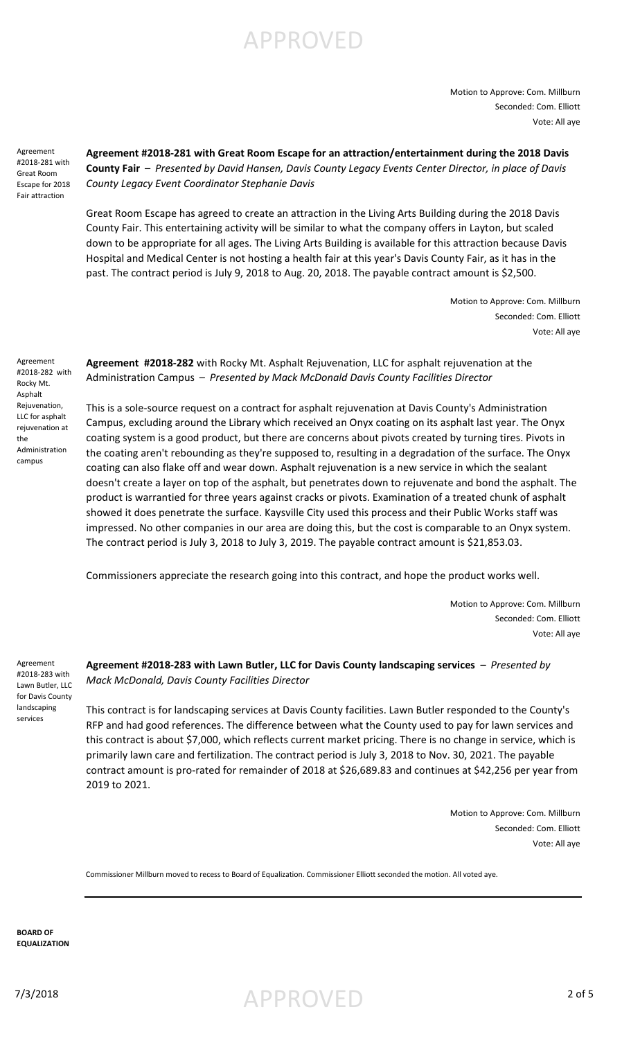Motion to Approve: Com. Millburn
Seconded: Com. Elliott
Vote: All aye

Agreement #2018-281 with Great Room Escape for 2018 Fair attraction

**Agreement #2018-281 with Great Room Escape for an attraction/entertainment during the 2018 Davis County Fair** – *Presented by David Hansen, Davis County Legacy Events Center Director, in place of Davis County Legacy Event Coordinator Stephanie Davis*

Great Room Escape has agreed to create an attraction in the Living Arts Building during the 2018 Davis County Fair. This entertaining activity will be similar to what the company offers in Layton, but scaled down to be appropriate for all ages. The Living Arts Building is available for this attraction because Davis Hospital and Medical Center is not hosting a health fair at this year's Davis County Fair, as it has in the past. The contract period is July 9, 2018 to Aug. 20, 2018. The payable contract amount is $2,500.

Motion to Approve: Com. Millburn
Seconded: Com. Elliott
Vote: All aye

Agreement #2018-282 with Rocky Mt. Asphalt Rejuvenation, LLC for asphalt rejuvenation at the Administration campus

**Agreement #2018-282** with Rocky Mt. Asphalt Rejuvenation, LLC for asphalt rejuvenation at the Administration Campus – *Presented by Mack McDonald Davis County Facilities Director*

This is a sole-source request on a contract for asphalt rejuvenation at Davis County's Administration Campus, excluding around the Library which received an Onyx coating on its asphalt last year. The Onyx coating system is a good product, but there are concerns about pivots created by turning tires. Pivots in the coating aren't rebounding as they're supposed to, resulting in a degradation of the surface. The Onyx coating can also flake off and wear down. Asphalt rejuvenation is a new service in which the sealant doesn't create a layer on top of the asphalt, but penetrates down to rejuvenate and bond the asphalt. The product is warrantied for three years against cracks or pivots. Examination of a treated chunk of asphalt showed it does penetrate the surface. Kaysville City used this process and their Public Works staff was impressed. No other companies in our area are doing this, but the cost is comparable to an Onyx system. The contract period is July 3, 2018 to July 3, 2019. The payable contract amount is $21,853.03.

Commissioners appreciate the research going into this contract, and hope the product works well.

Motion to Approve: Com. Millburn
Seconded: Com. Elliott
Vote: All aye

Agreement #2018-283 with Lawn Butler, LLC for Davis County landscaping services

**Agreement #2018-283 with Lawn Butler, LLC for Davis County landscaping services** – *Presented by Mack McDonald, Davis County Facilities Director*

This contract is for landscaping services at Davis County facilities. Lawn Butler responded to the County's RFP and had good references. The difference between what the County used to pay for lawn services and this contract is about $7,000, which reflects current market pricing. There is no change in service, which is primarily lawn care and fertilization. The contract period is July 3, 2018 to Nov. 30, 2021. The payable contract amount is pro-rated for remainder of 2018 at $26,689.83 and continues at $42,256 per year from 2019 to 2021.

Motion to Approve: Com. Millburn
Seconded: Com. Elliott
Vote: All aye

Commissioner Millburn moved to recess to Board of Equalization. Commissioner Elliott seconded the motion. All voted aye.

---

**BOARD OF EQUALIZATION**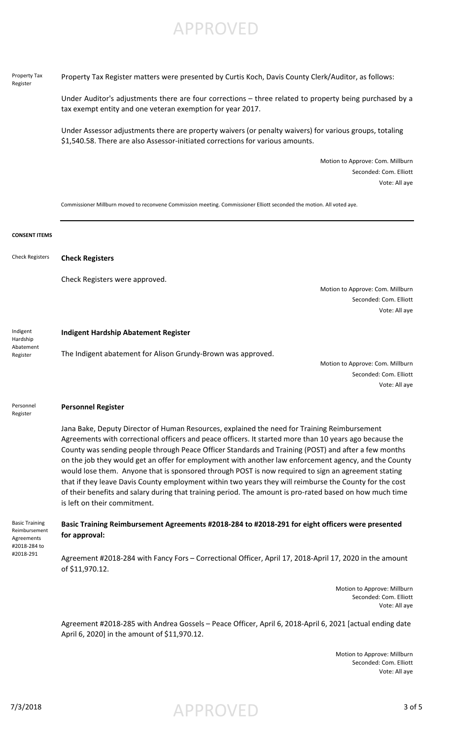Property Tax Register

Property Tax Register matters were presented by Curtis Koch, Davis County Clerk/Auditor, as follows:

Under Auditor's adjustments there are four corrections – three related to property being purchased by a tax exempt entity and one veteran exemption for year 2017.

Under Assessor adjustments there are property waivers (or penalty waivers) for various groups, totaling $1,540.58. There are also Assessor-initiated corrections for various amounts.

Motion to Approve: Com. Millburn
Seconded: Com. Elliott
Vote: All aye

Commissioner Millburn moved to reconvene Commission meeting. Commissioner Elliott seconded the motion. All voted aye.

---

**CONSENT ITEMS**

Check Registers

**Check Registers**

Check Registers were approved.

Motion to Approve: Com. Millburn
Seconded: Com. Elliott
Vote: All aye

Indigent Hardship Abatement Register

**Indigent Hardship Abatement Register**

The Indigent abatement for Alison Grundy-Brown was approved.

Motion to Approve: Com. Millburn
Seconded: Com. Elliott
Vote: All aye

Personnel Register

**Personnel Register**

Jana Bake, Deputy Director of Human Resources, explained the need for Training Reimbursement Agreements with correctional officers and peace officers. It started more than 10 years ago because the County was sending people through Peace Officer Standards and Training (POST) and after a few months on the job they would get an offer for employment with another law enforcement agency, and the County would lose them. Anyone that is sponsored through POST is now required to sign an agreement stating that if they leave Davis County employment within two years they will reimburse the County for the cost of their benefits and salary during that training period. The amount is pro-rated based on how much time is left on their commitment.

Basic Training Reimbursement Agreements #2018-284 to #2018-291

**Basic Training Reimbursement Agreements #2018-284 to #2018-291 for eight officers were presented for approval:**

Agreement #2018-284 with Fancy Fors – Correctional Officer, April 17, 2018-April 17, 2020 in the amount of $11,970.12.

Motion to Approve: Millburn
Seconded: Com. Elliott
Vote: All aye

Agreement #2018-285 with Andrea Gossels – Peace Officer, April 6, 2018-April 6, 2021 [actual ending date April 6, 2020] in the amount of $11,970.12.

Motion to Approve: Millburn
Seconded: Com. Elliott
Vote: All aye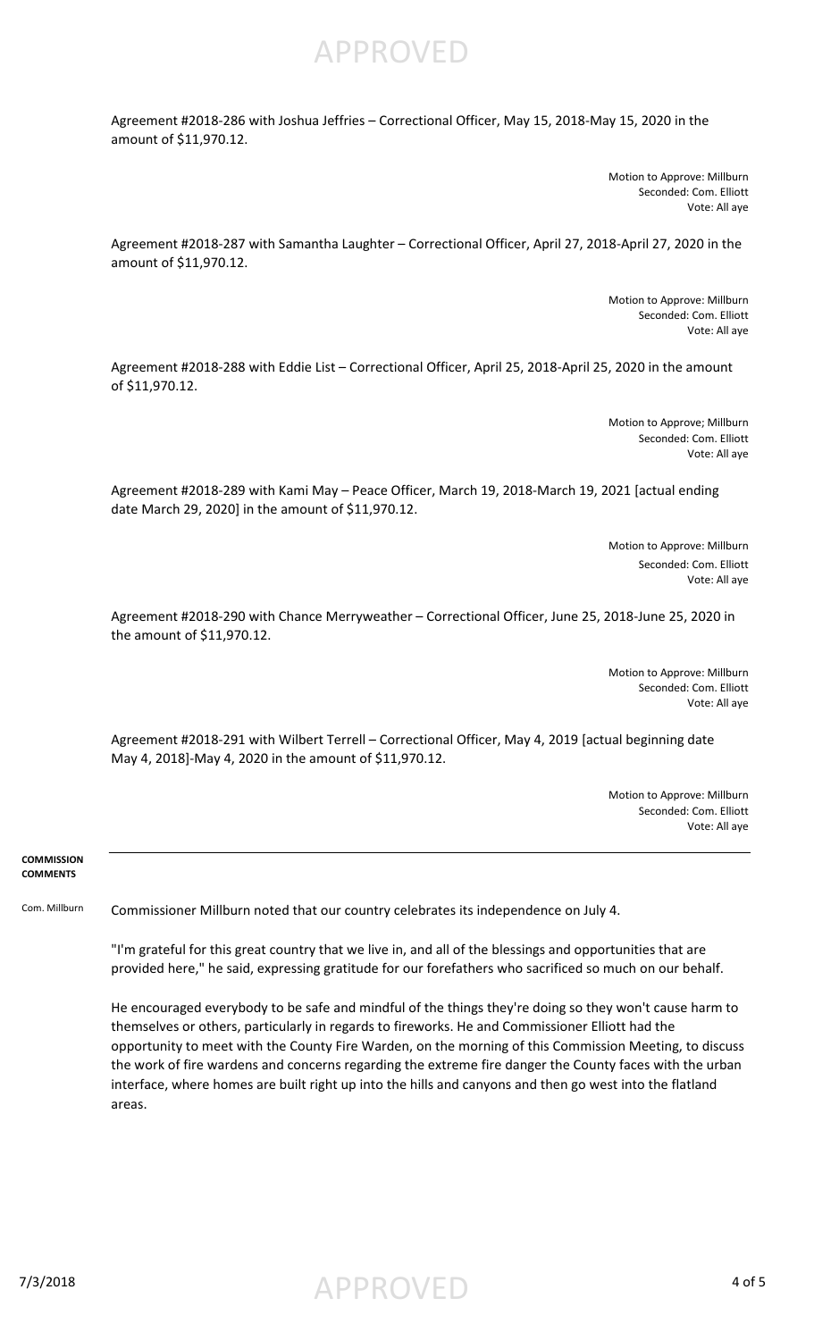Agreement #2018-286 with Joshua Jeffries – Correctional Officer, May 15, 2018-May 15, 2020 in the amount of $11,970.12.

Motion to Approve: Millburn
Seconded: Com. Elliott
Vote: All aye

Agreement #2018-287 with Samantha Laughter – Correctional Officer, April 27, 2018-April 27, 2020 in the amount of $11,970.12.

Motion to Approve: Millburn
Seconded: Com. Elliott
Vote: All aye

Agreement #2018-288 with Eddie List – Correctional Officer, April 25, 2018-April 25, 2020 in the amount of $11,970.12.

Motion to Approve; Millburn
Seconded: Com. Elliott
Vote: All aye

Agreement #2018-289 with Kami May – Peace Officer, March 19, 2018-March 19, 2021 [actual ending date March 29, 2020] in the amount of $11,970.12.

Motion to Approve: Millburn
Seconded: Com. Elliott
Vote: All aye

Agreement #2018-290 with Chance Merryweather – Correctional Officer, June 25, 2018-June 25, 2020 in the amount of $11,970.12.

Motion to Approve: Millburn
Seconded: Com. Elliott
Vote: All aye

Agreement #2018-291 with Wilbert Terrell – Correctional Officer, May 4, 2019 [actual beginning date May 4, 2018]-May 4, 2020 in the amount of $11,970.12.

Motion to Approve: Millburn
Seconded: Com. Elliott
Vote: All aye

**COMMISSION COMMENTS**

Com. Millburn

Commissioner Millburn noted that our country celebrates its independence on July 4.

"I'm grateful for this great country that we live in, and all of the blessings and opportunities that are provided here," he said, expressing gratitude for our forefathers who sacrificed so much on our behalf.

He encouraged everybody to be safe and mindful of the things they're doing so they won't cause harm to themselves or others, particularly in regards to fireworks. He and Commissioner Elliott had the opportunity to meet with the County Fire Warden, on the morning of this Commission Meeting, to discuss the work of fire wardens and concerns regarding the extreme fire danger the County faces with the urban interface, where homes are built right up into the hills and canyons and then go west into the flatland areas.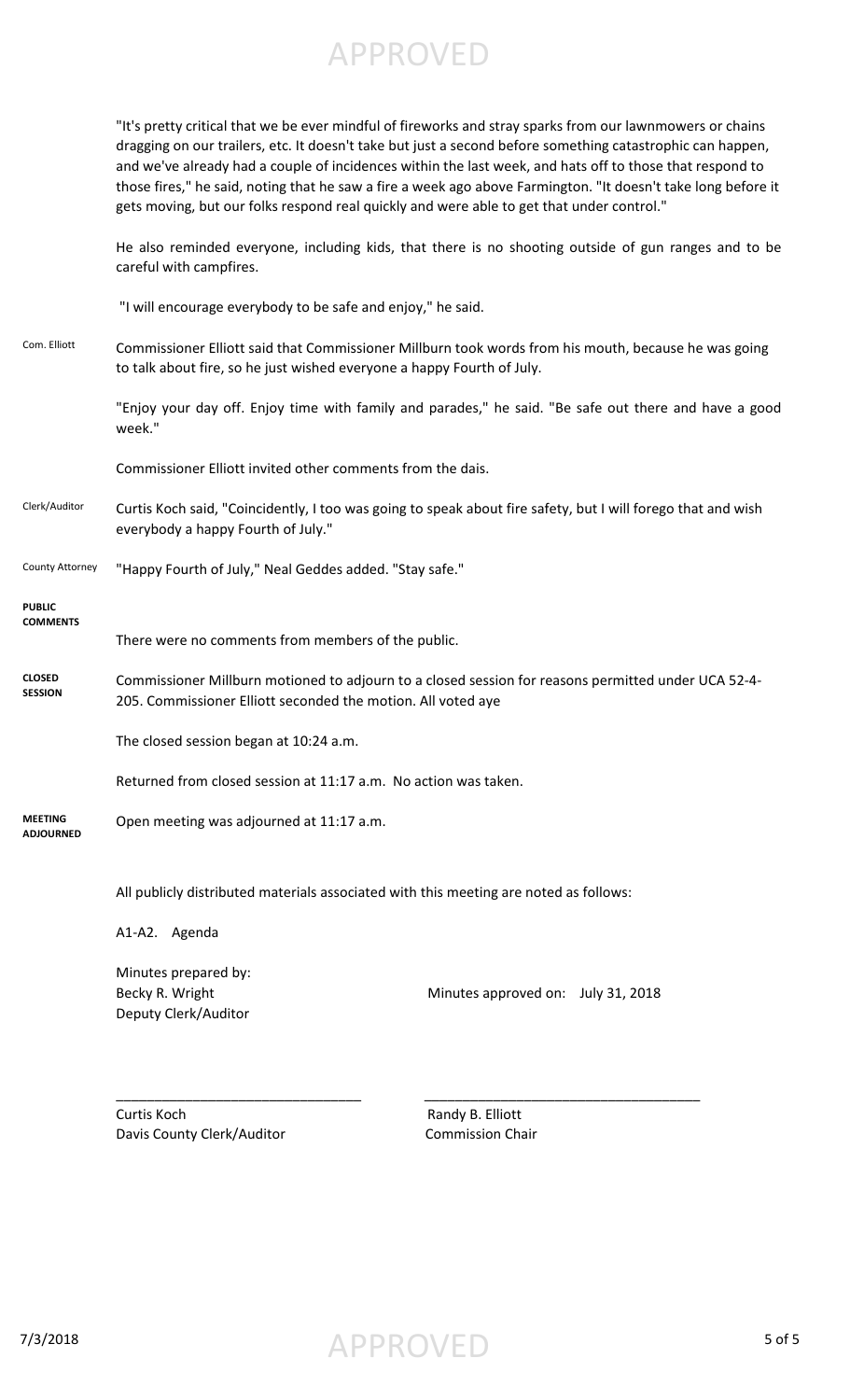"It's pretty critical that we be ever mindful of fireworks and stray sparks from our lawnmowers or chains dragging on our trailers, etc. It doesn't take but just a second before something catastrophic can happen, and we've already had a couple of incidences within the last week, and hats off to those that respond to those fires," he said, noting that he saw a fire a week ago above Farmington. "It doesn't take long before it gets moving, but our folks respond real quickly and were able to get that under control."

He also reminded everyone, including kids, that there is no shooting outside of gun ranges and to be careful with campfires.

"I will encourage everybody to be safe and enjoy," he said.

**Com. Elliott**

Commissioner Elliott said that Commissioner Millburn took words from his mouth, because he was going to talk about fire, so he just wished everyone a happy Fourth of July.

"Enjoy your day off. Enjoy time with family and parades," he said. "Be safe out there and have a good week."

Commissioner Elliott invited other comments from the dais.

**Clerk/Auditor**

Curtis Koch said, "Coincidently, I too was going to speak about fire safety, but I will forego that and wish everybody a happy Fourth of July."

**County Attorney**

"Happy Fourth of July," Neal Geddes added. "Stay safe."

**PUBLIC COMMENTS**

There were no comments from members of the public.

**CLOSED SESSION**

Commissioner Millburn motioned to adjourn to a closed session for reasons permitted under UCA 52-4-205. Commissioner Elliott seconded the motion. All voted aye

The closed session began at 10:24 a.m.

Returned from closed session at 11:17 a.m. No action was taken.

**MEETING ADJOURNED**

Open meeting was adjourned at 11:17 a.m.

All publicly distributed materials associated with this meeting are noted as follows:

A1-A2. Agenda

Minutes prepared by:
Becky R. Wright
Deputy Clerk/Auditor

Minutes approved on: July 31, 2018

\_\_\_\_\_\_\_\_\_\_\_\_\_\_\_\_\_\_\_\_\_\_\_\_\_\_\_\_\_\_\_\_
Curtis Koch
Davis County Clerk/Auditor

\_\_\_\_\_\_\_\_\_\_\_\_\_\_\_\_\_\_\_\_\_\_\_\_\_\_\_\_\_\_\_\_
Randy B. Elliott
Commission Chair